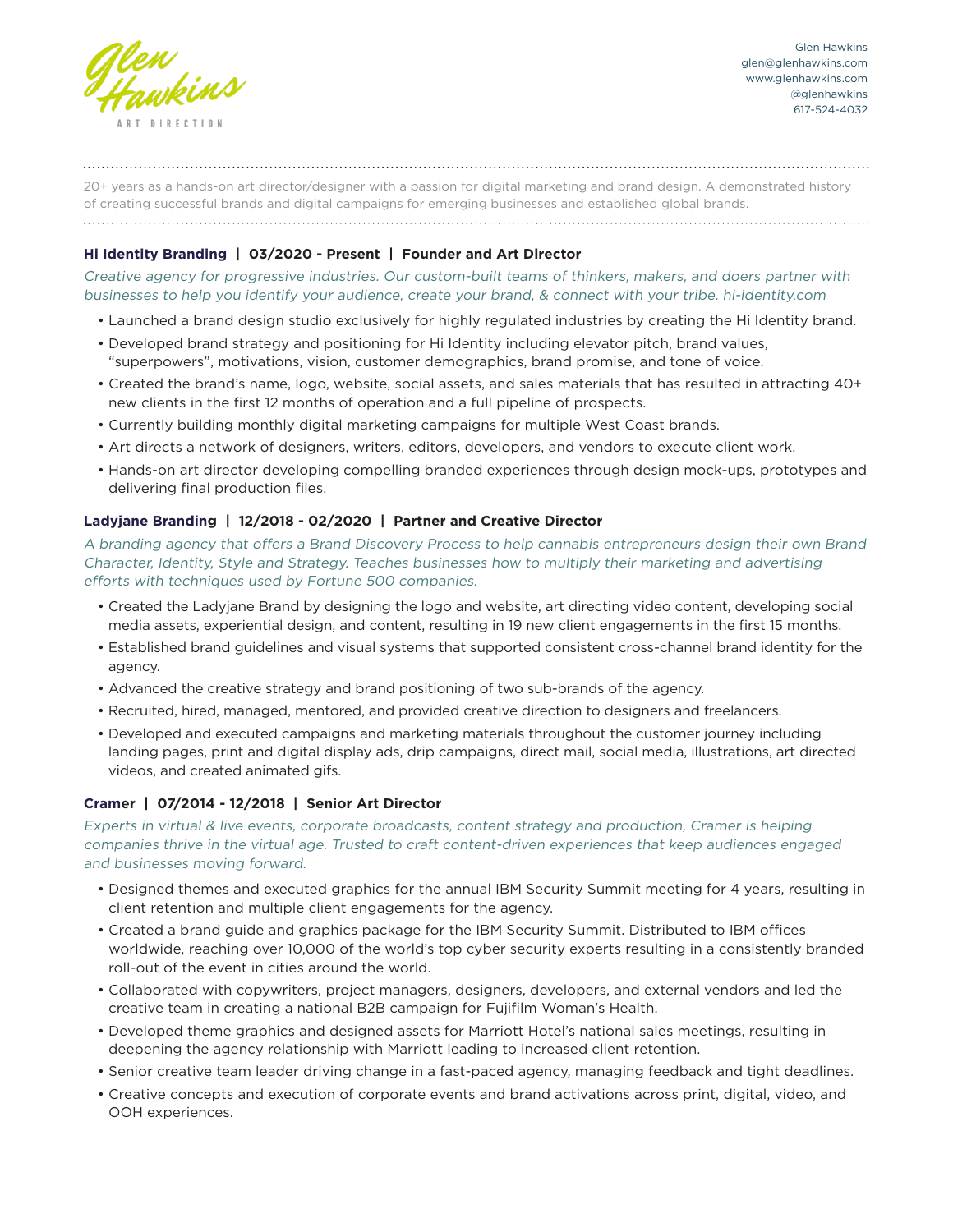# Glen Hawkins

ART DIRECTION

Glen Hawkins
glen@glenhawkins.com
www.glenhawkins.com
@glenhawkins
617-524-4032

---

20+ years as a hands-on art director/designer with a passion for digital marketing and brand design. A demonstrated history of creating successful brands and digital campaigns for emerging businesses and established global brands.

---

### Hi Identity Branding | 03/2020 - Present | Founder and Art Director

*Creative agency for progressive industries. Our custom-built teams of thinkers, makers, and doers partner with businesses to help you identify your audience, create your brand, & connect with your tribe. hi-identity.com*

- Launched a brand design studio exclusively for highly regulated industries by creating the Hi Identity brand.
- Developed brand strategy and positioning for Hi Identity including elevator pitch, brand values, "superpowers", motivations, vision, customer demographics, brand promise, and tone of voice.
- Created the brand's name, logo, website, social assets, and sales materials that has resulted in attracting 40+ new clients in the first 12 months of operation and a full pipeline of prospects.
- Currently building monthly digital marketing campaigns for multiple West Coast brands.
- Art directs a network of designers, writers, editors, developers, and vendors to execute client work.
- Hands-on art director developing compelling branded experiences through design mock-ups, prototypes and delivering final production files.

### Ladyjane Branding | 12/2018 - 02/2020 | Partner and Creative Director

*A branding agency that offers a Brand Discovery Process to help cannabis entrepreneurs design their own Brand Character, Identity, Style and Strategy. Teaches businesses how to multiply their marketing and advertising efforts with techniques used by Fortune 500 companies.*

- Created the Ladyjane Brand by designing the logo and website, art directing video content, developing social media assets, experiential design, and content, resulting in 19 new client engagements in the first 15 months.
- Established brand guidelines and visual systems that supported consistent cross-channel brand identity for the agency.
- Advanced the creative strategy and brand positioning of two sub-brands of the agency.
- Recruited, hired, managed, mentored, and provided creative direction to designers and freelancers.
- Developed and executed campaigns and marketing materials throughout the customer journey including landing pages, print and digital display ads, drip campaigns, direct mail, social media, illustrations, art directed videos, and created animated gifs.

### Cramer | 07/2014 - 12/2018 | Senior Art Director

*Experts in virtual & live events, corporate broadcasts, content strategy and production, Cramer is helping companies thrive in the virtual age. Trusted to craft content-driven experiences that keep audiences engaged and businesses moving forward.*

- Designed themes and executed graphics for the annual IBM Security Summit meeting for 4 years, resulting in client retention and multiple client engagements for the agency.
- Created a brand guide and graphics package for the IBM Security Summit. Distributed to IBM offices worldwide, reaching over 10,000 of the world's top cyber security experts resulting in a consistently branded roll-out of the event in cities around the world.
- Collaborated with copywriters, project managers, designers, developers, and external vendors and led the creative team in creating a national B2B campaign for Fujifilm Woman's Health.
- Developed theme graphics and designed assets for Marriott Hotel's national sales meetings, resulting in deepening the agency relationship with Marriott leading to increased client retention.
- Senior creative team leader driving change in a fast-paced agency, managing feedback and tight deadlines.
- Creative concepts and execution of corporate events and brand activations across print, digital, video, and OOH experiences.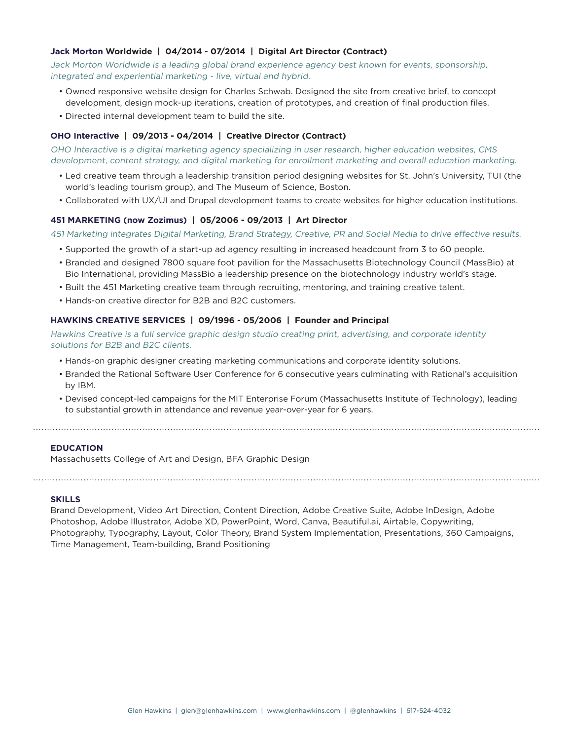**Jack Morton Worldwide | 04/2014 - 07/2014 | Digital Art Director (Contract)**

*Jack Morton Worldwide is a leading global brand experience agency best known for events, sponsorship, integrated and experiential marketing - live, virtual and hybrid.*

- Owned responsive website design for Charles Schwab. Designed the site from creative brief, to concept development, design mock-up iterations, creation of prototypes, and creation of final production files.
- Directed internal development team to build the site.

**OHO Interactive | 09/2013 - 04/2014 | Creative Director (Contract)**

*OHO Interactive is a digital marketing agency specializing in user research, higher education websites, CMS development, content strategy, and digital marketing for enrollment marketing and overall education marketing.*

- Led creative team through a leadership transition period designing websites for St. John's University, TUI (the world's leading tourism group), and The Museum of Science, Boston.
- Collaborated with UX/UI and Drupal development teams to create websites for higher education institutions.

**451 MARKETING (now Zozimus) | 05/2006 - 09/2013 | Art Director**

*451 Marketing integrates Digital Marketing, Brand Strategy, Creative, PR and Social Media to drive effective results.*

- Supported the growth of a start-up ad agency resulting in increased headcount from 3 to 60 people.
- Branded and designed 7800 square foot pavilion for the Massachusetts Biotechnology Council (MassBio) at Bio International, providing MassBio a leadership presence on the biotechnology industry world's stage.
- Built the 451 Marketing creative team through recruiting, mentoring, and training creative talent.
- Hands-on creative director for B2B and B2C customers.

**HAWKINS CREATIVE SERVICES | 09/1996 - 05/2006 | Founder and Principal**

*Hawkins Creative is a full service graphic design studio creating print, advertising, and corporate identity solutions for B2B and B2C clients.*

- Hands-on graphic designer creating marketing communications and corporate identity solutions.
- Branded the Rational Software User Conference for 6 consecutive years culminating with Rational's acquisition by IBM.
- Devised concept-led campaigns for the MIT Enterprise Forum (Massachusetts Institute of Technology), leading to substantial growth in attendance and revenue year-over-year for 6 years.

## EDUCATION

Massachusetts College of Art and Design, BFA Graphic Design

## SKILLS

Brand Development, Video Art Direction, Content Direction, Adobe Creative Suite, Adobe InDesign, Adobe Photoshop, Adobe Illustrator, Adobe XD, PowerPoint, Word, Canva, Beautiful.ai, Airtable, Copywriting, Photography, Typography, Layout, Color Theory, Brand System Implementation, Presentations, 360 Campaigns, Time Management, Team-building, Brand Positioning